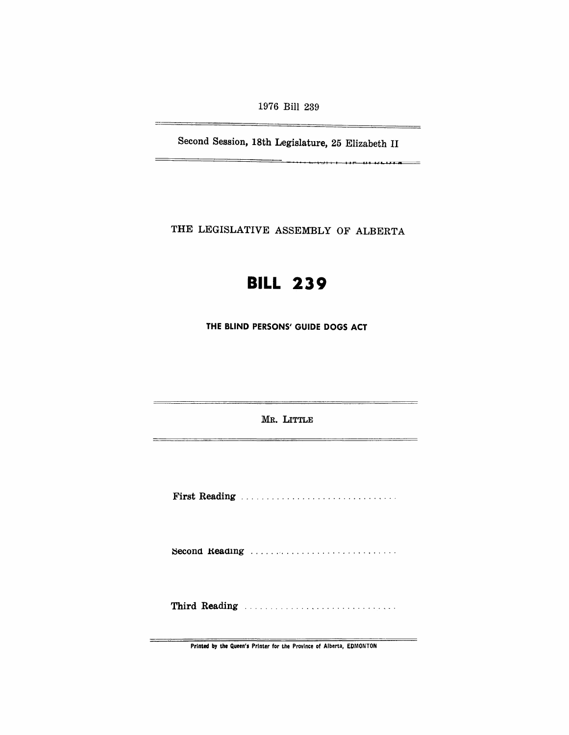1976 Bill 239

Second Session, 18th Legislature, 25 Elizabeth II

THE LEGISLATIVE ASSEMBLY OF ALBERTA

# BILL 239

## THE BLIND PERSONS' GUIDE DOGS ACT

MR. LITTLE

First Reading . . . . . . . . . . . . . . . . . . . . . . . . . . . . . .

Second Reading . . . . . . . . . . . . . . . . . . . . . . . . . . . . .

Third Reading . . . . . . . . . . . . . . . . . . . . . . . . . . . . . .

Printed by the Queen's Printer for the Province of Alberta, EDMONTON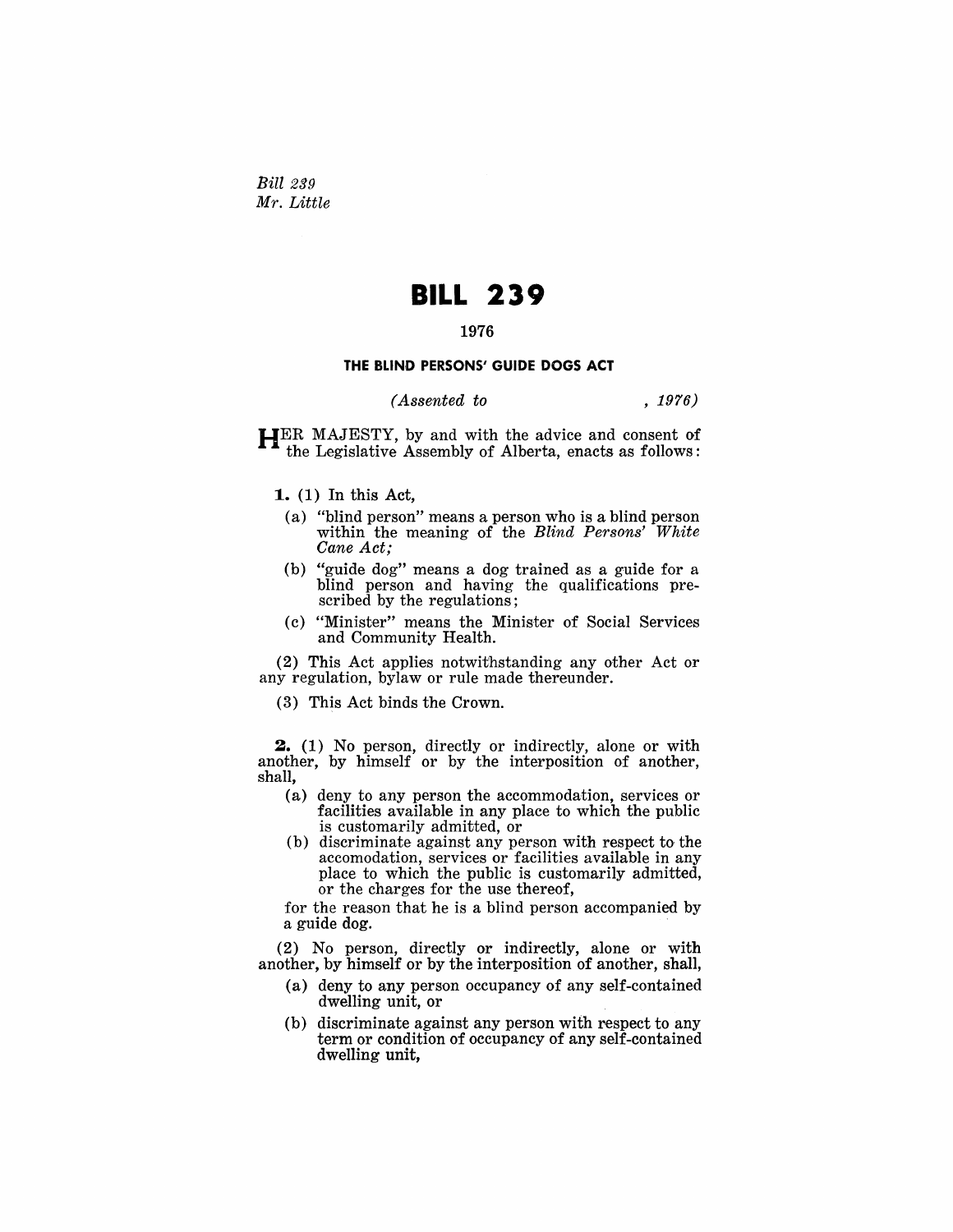*Bill 239*
*Mr. Little*

# BILL 239

**1976**

### THE BLIND PERSONS' GUIDE DOGS ACT

*(Assented to , 1976)*

HER MAJESTY, by and with the advice and consent of the Legislative Assembly of Alberta, enacts as follows:

**1.** (1) In this Act,

(a) "blind person" means a person who is a blind person within the meaning of the *Blind Persons' White Cane Act;*

(b) "guide dog" means a dog trained as a guide for a blind person and having the qualifications prescribed by the regulations;

(c) "Minister" means the Minister of Social Services and Community Health.

(2) This Act applies notwithstanding any other Act or any regulation, bylaw or rule made thereunder.

(3) This Act binds the Crown.

**2.** (1) No person, directly or indirectly, alone or with another, by himself or by the interposition of another, shall,

(a) deny to any person the accommodation, services or facilities available in any place to which the public is customarily admitted, or

(b) discriminate against any person with respect to the accomodation, services or facilities available in any place to which the public is customarily admitted, or the charges for the use thereof,

for the reason that he is a blind person accompanied by a guide dog.

(2) No person, directly or indirectly, alone or with another, by himself or by the interposition of another, shall,

(a) deny to any person occupancy of any self-contained dwelling unit, or

(b) discriminate against any person with respect to any term or condition of occupancy of any self-contained dwelling unit,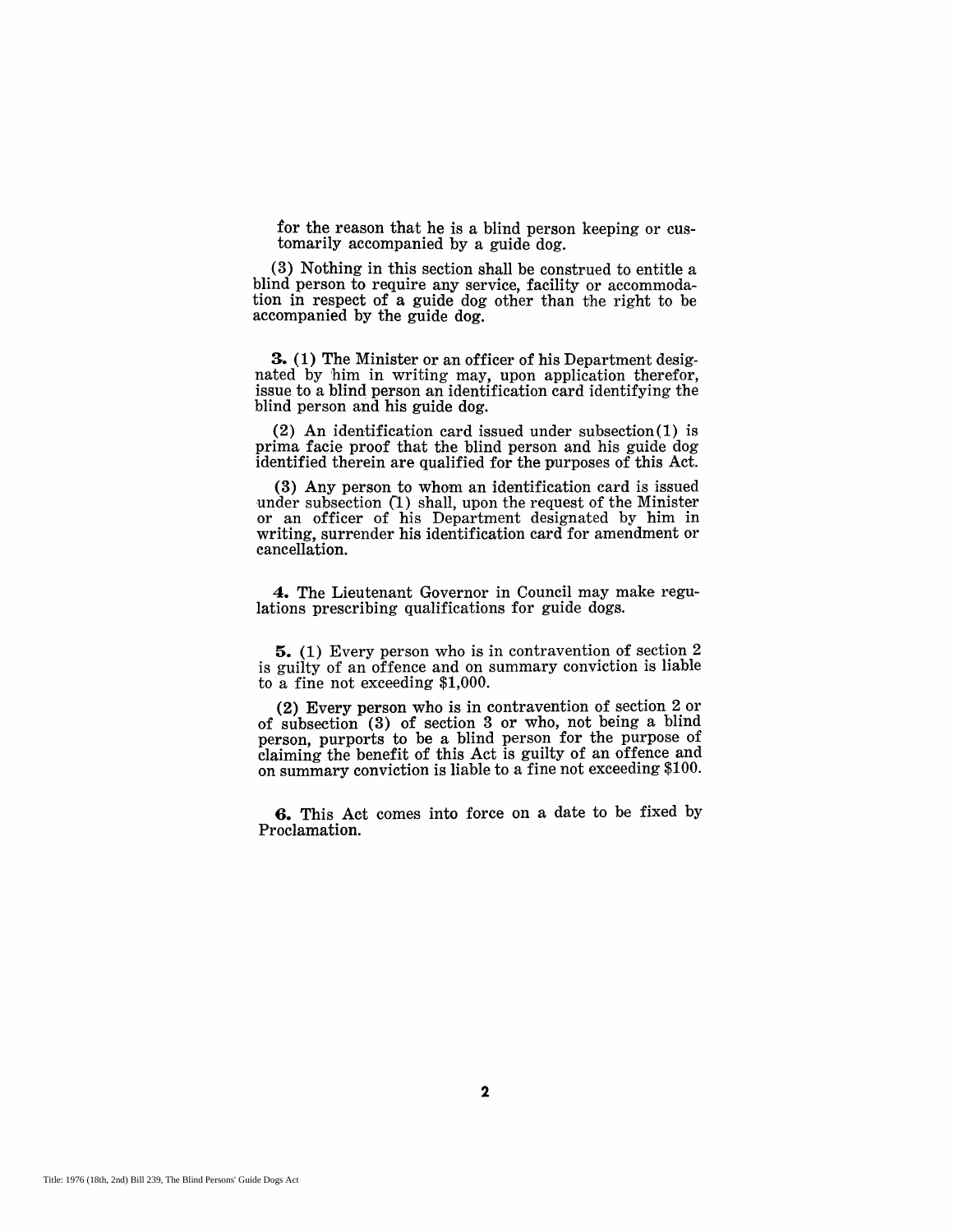for the reason that he is a blind person keeping or customarily accompanied by a guide dog.

(3) Nothing in this section shall be construed to entitle a blind person to require any service, facility or accommodation in respect of a guide dog other than the right to be accompanied by the guide dog.

**3.** (1) The Minister or an officer of his Department designated by him in writing may, upon application therefor, issue to a blind person an identification card identifying the blind person and his guide dog.

(2) An identification card issued under subsection (1) is prima facie proof that the blind person and his guide dog identified therein are qualified for the purposes of this Act.

(3) Any person to whom an identification card is issued under subsection (1) shall, upon the request of the Minister or an officer of his Department designated by him in writing, surrender his identification card for amendment or cancellation.

**4.** The Lieutenant Governor in Council may make regulations prescribing qualifications for guide dogs.

**5.** (1) Every person who is in contravention of section 2 is guilty of an offence and on summary conviction is liable to a fine not exceeding $1,000.

(2) Every person who is in contravention of section 2 or of subsection (3) of section 3 or who, not being a blind person, purports to be a blind person for the purpose of claiming the benefit of this Act is guilty of an offence and on summary conviction is liable to a fine not exceeding $100.

**6.** This Act comes into force on a date to be fixed by Proclamation.